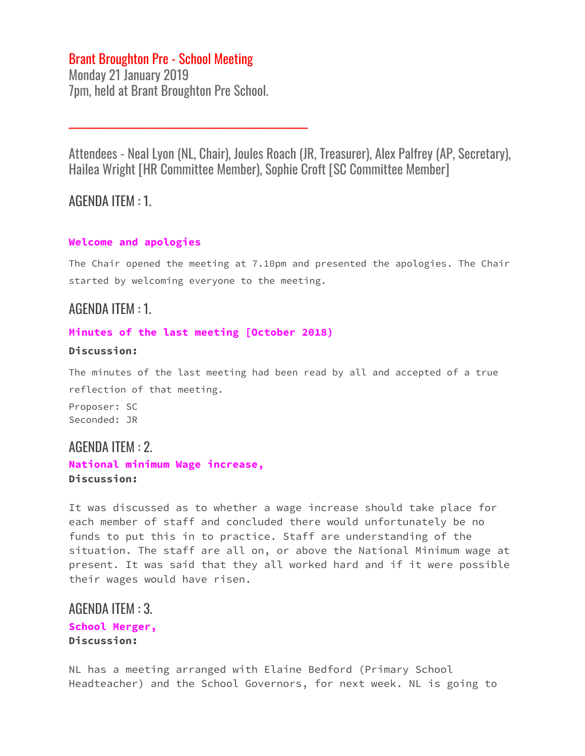# Brant Broughton Pre - School Meeting

Monday 21 January 2019
7pm, held at Brant Broughton Pre School.

---

Attendees - Neal Lyon (NL, Chair), Joules Roach (JR, Treasurer), Alex Palfrey (AP, Secretary), Hailea Wright [HR Committee Member), Sophie Croft [SC Committee Member]

## AGENDA ITEM : 1.

**Welcome and apologies**

The Chair opened the meeting at 7.10pm and presented the apologies. The Chair started by welcoming everyone to the meeting.

## AGENDA ITEM : 1.

**Minutes of the last meeting [October 2018)**

**Discussion:**

The minutes of the last meeting had been read by all and accepted of a true reflection of that meeting.

Proposer: SC
Seconded: JR

## AGENDA ITEM : 2.

**National minimum Wage increase,**

**Discussion:**

It was discussed as to whether a wage increase should take place for each member of staff and concluded there would unfortunately be no funds to put this in to practice. Staff are understanding of the situation. The staff are all on, or above the National Minimum wage at present. It was said that they all worked hard and if it were possible their wages would have risen.

## AGENDA ITEM : 3.

**School Merger,**

**Discussion:**

NL has a meeting arranged with Elaine Bedford (Primary School Headteacher) and the School Governors, for next week. NL is going to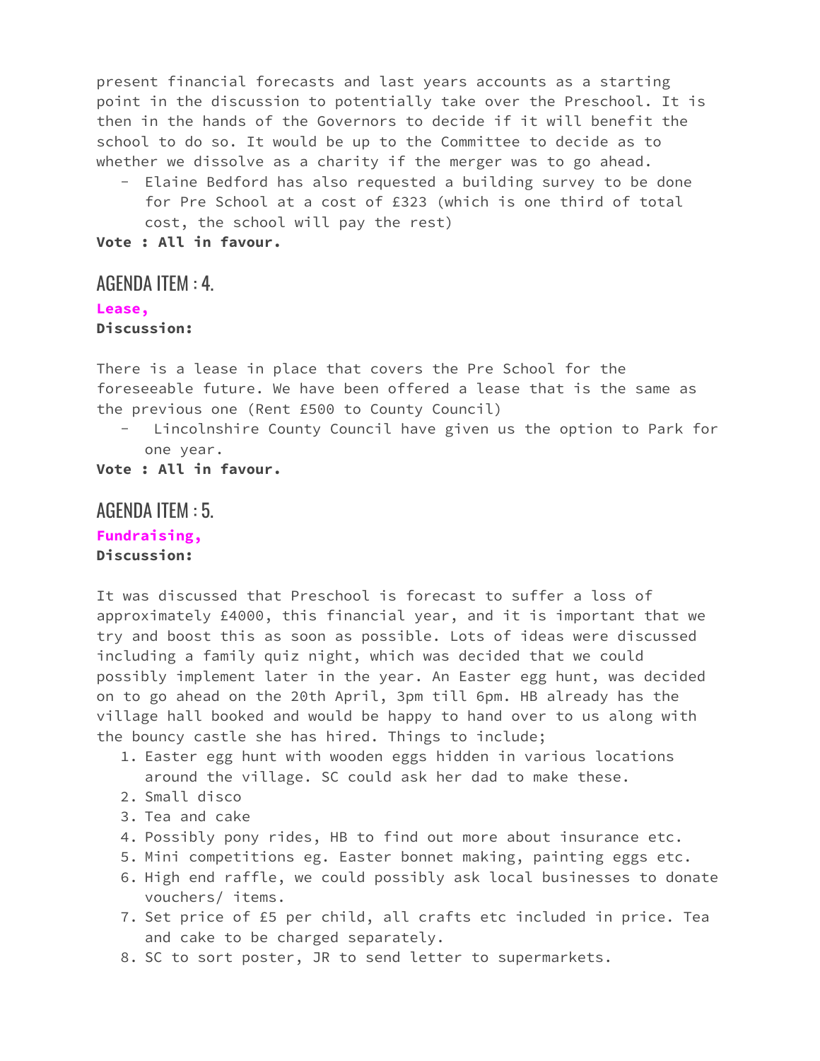present financial forecasts and last years accounts as a starting point in the discussion to potentially take over the Preschool. It is then in the hands of the Governors to decide if it will benefit the school to do so. It would be up to the Committee to decide as to whether we dissolve as a charity if the merger was to go ahead.

- Elaine Bedford has also requested a building survey to be done for Pre School at a cost of £323 (which is one third of total cost, the school will pay the rest)

**Vote : All in favour.**

## AGENDA ITEM : 4.

**Lease,**
**Discussion:**

There is a lease in place that covers the Pre School for the foreseeable future. We have been offered a lease that is the same as the previous one (Rent £500 to County Council)

- Lincolnshire County Council have given us the option to Park for one year.

**Vote : All in favour.**

## AGENDA ITEM : 5.

**Fundraising,**
**Discussion:**

It was discussed that Preschool is forecast to suffer a loss of approximately £4000, this financial year, and it is important that we try and boost this as soon as possible. Lots of ideas were discussed including a family quiz night, which was decided that we could possibly implement later in the year. An Easter egg hunt, was decided on to go ahead on the 20th April, 3pm till 6pm. HB already has the village hall booked and would be happy to hand over to us along with the bouncy castle she has hired. Things to include;

1. Easter egg hunt with wooden eggs hidden in various locations around the village. SC could ask her dad to make these.
2. Small disco
3. Tea and cake
4. Possibly pony rides, HB to find out more about insurance etc.
5. Mini competitions eg. Easter bonnet making, painting eggs etc.
6. High end raffle, we could possibly ask local businesses to donate vouchers/ items.
7. Set price of £5 per child, all crafts etc included in price. Tea and cake to be charged separately.
8. SC to sort poster, JR to send letter to supermarkets.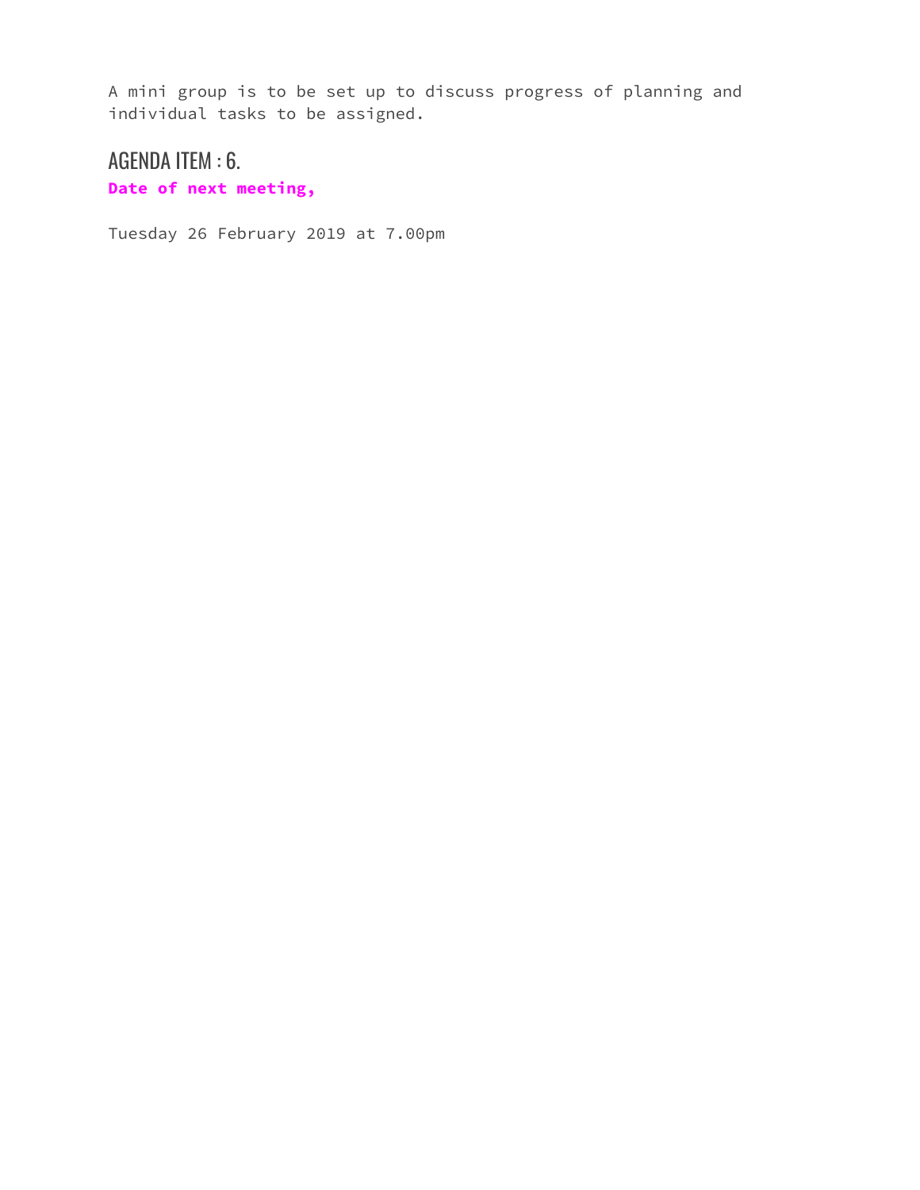A mini group is to be set up to discuss progress of planning and individual tasks to be assigned.

## AGENDA ITEM : 6.

**Date of next meeting,**

Tuesday 26 February 2019 at 7.00pm